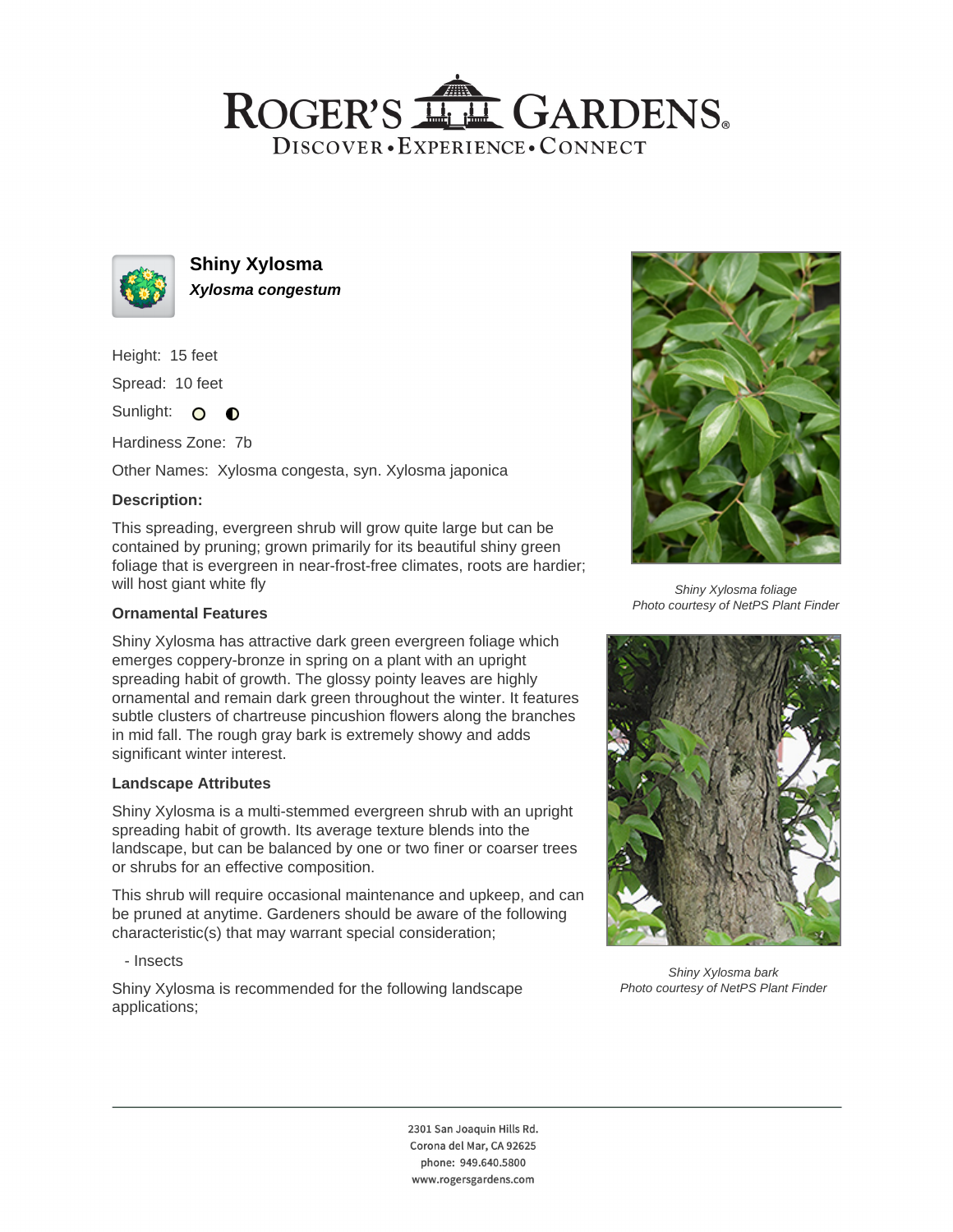# Shiny Xylosma

***Xylosma congestum***

Height: 15 feet

Spread: 10 feet

Sunlight: ○ ◐

Hardiness Zone: 7b

Other Names: Xylosma congesta, syn. Xylosma japonica

### Description:

This spreading, evergreen shrub will grow quite large but can be contained by pruning; grown primarily for its beautiful shiny green foliage that is evergreen in near-frost-free climates, roots are hardier; will host giant white fly

### Ornamental Features

Shiny Xylosma has attractive dark green evergreen foliage which emerges coppery-bronze in spring on a plant with an upright spreading habit of growth. The glossy pointy leaves are highly ornamental and remain dark green throughout the winter. It features subtle clusters of chartreuse pincushion flowers along the branches in mid fall. The rough gray bark is extremely showy and adds significant winter interest.

### Landscape Attributes

Shiny Xylosma is a multi-stemmed evergreen shrub with an upright spreading habit of growth. Its average texture blends into the landscape, but can be balanced by one or two finer or coarser trees or shrubs for an effective composition.

This shrub will require occasional maintenance and upkeep, and can be pruned at anytime. Gardeners should be aware of the following characteristic(s) that may warrant special consideration;

- Insects

Shiny Xylosma is recommended for the following landscape applications;

*Shiny Xylosma foliage*
*Photo courtesy of NetPS Plant Finder*

*Shiny Xylosma bark*
*Photo courtesy of NetPS Plant Finder*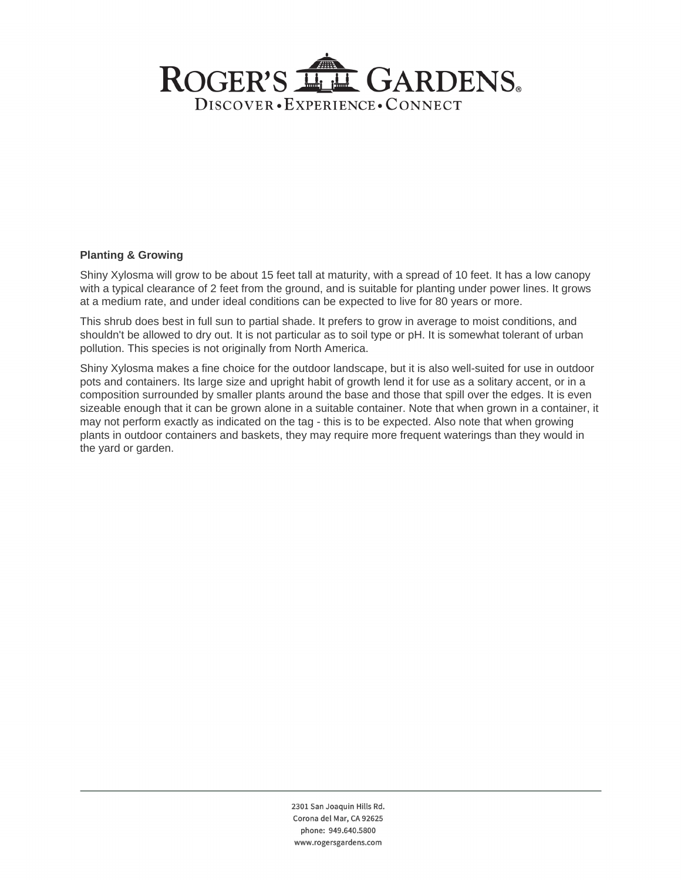## Planting & Growing

Shiny Xylosma will grow to be about 15 feet tall at maturity, with a spread of 10 feet. It has a low canopy with a typical clearance of 2 feet from the ground, and is suitable for planting under power lines. It grows at a medium rate, and under ideal conditions can be expected to live for 80 years or more.

This shrub does best in full sun to partial shade. It prefers to grow in average to moist conditions, and shouldn't be allowed to dry out. It is not particular as to soil type or pH. It is somewhat tolerant of urban pollution. This species is not originally from North America.

Shiny Xylosma makes a fine choice for the outdoor landscape, but it is also well-suited for use in outdoor pots and containers. Its large size and upright habit of growth lend it for use as a solitary accent, or in a composition surrounded by smaller plants around the base and those that spill over the edges. It is even sizeable enough that it can be grown alone in a suitable container. Note that when grown in a container, it may not perform exactly as indicated on the tag - this is to be expected. Also note that when growing plants in outdoor containers and baskets, they may require more frequent waterings than they would in the yard or garden.